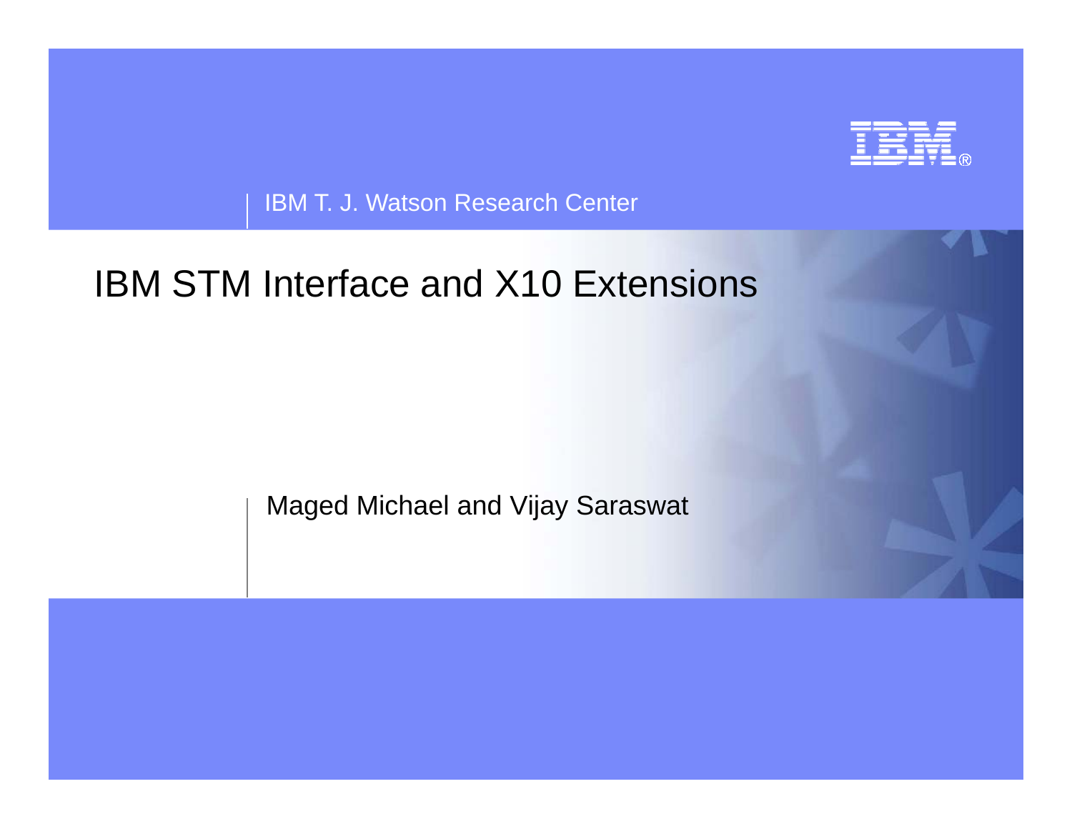IBM T. J. Watson Research Center

# IBM STM Interface and X10 Extensions

Maged Michael and Vijay Saraswat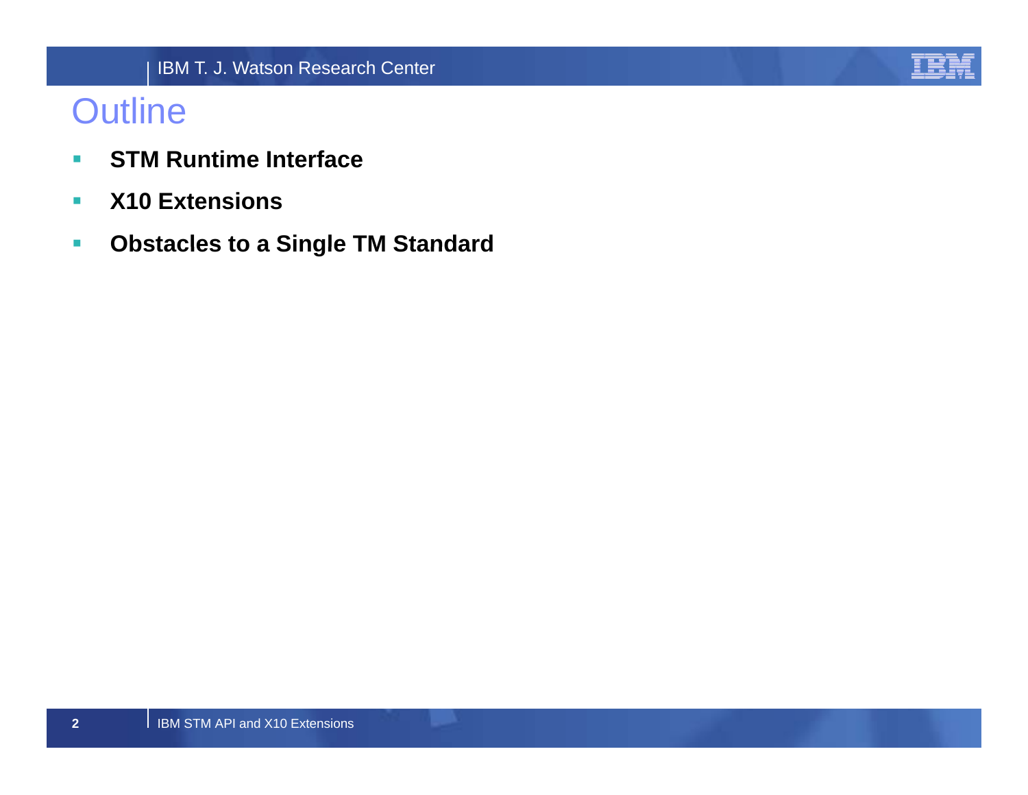# Outline

- **STM Runtime Interface**
- **X10 Extensions**
- **Obstacles to a Single TM Standard**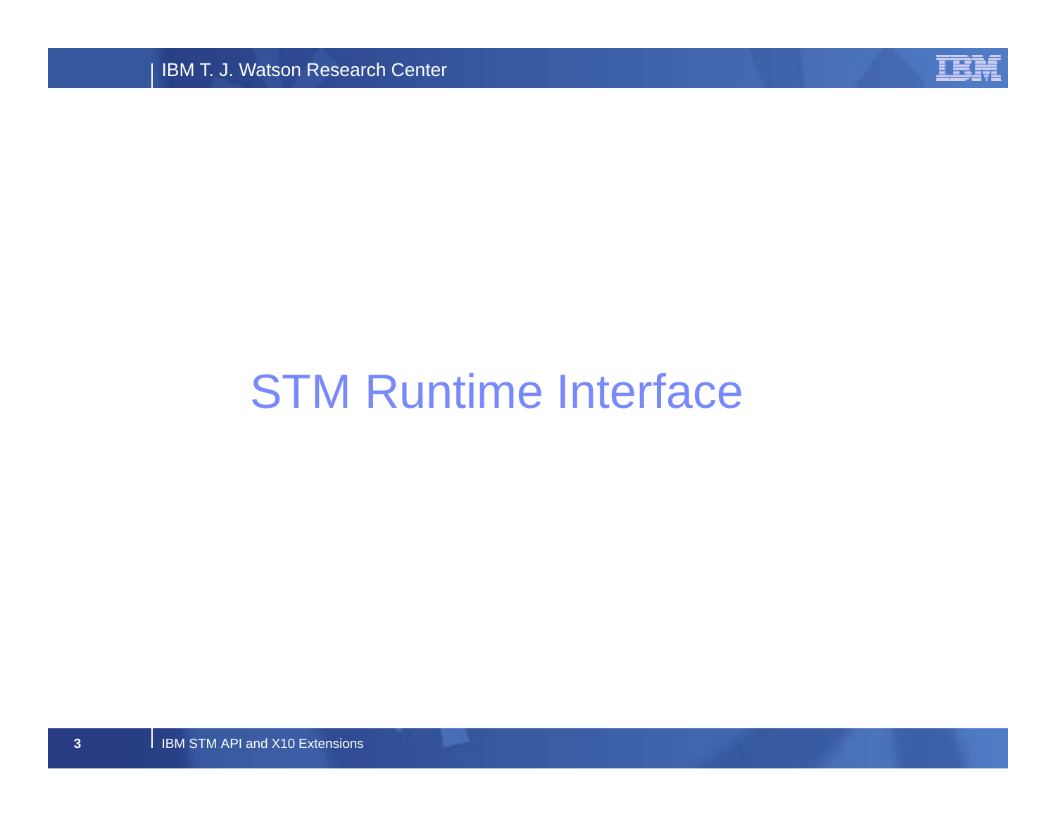# STM Runtime Interface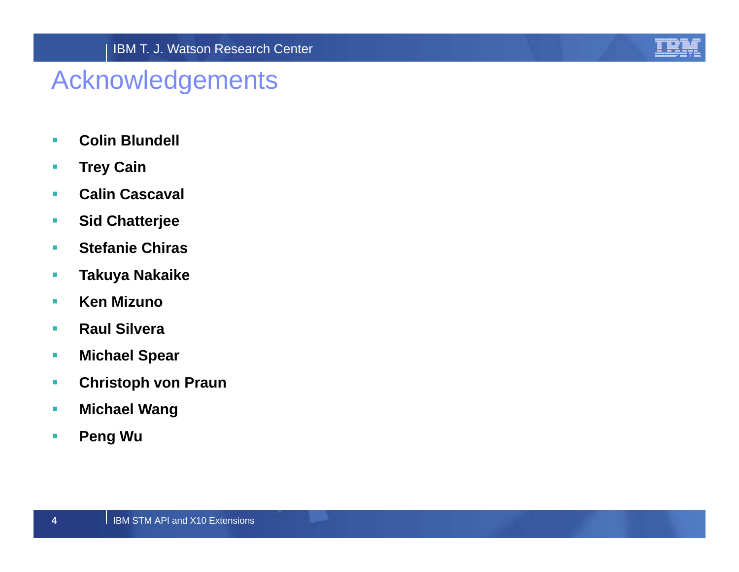# Acknowledgements

- **Colin Blundell**
- **Trey Cain**
- **Calin Cascaval**
- **Sid Chatterjee**
- **Stefanie Chiras**
- **Takuya Nakaike**
- **Ken Mizuno**
- **Raul Silvera**
- **Michael Spear**
- **Christoph von Praun**
- **Michael Wang**
- **Peng Wu**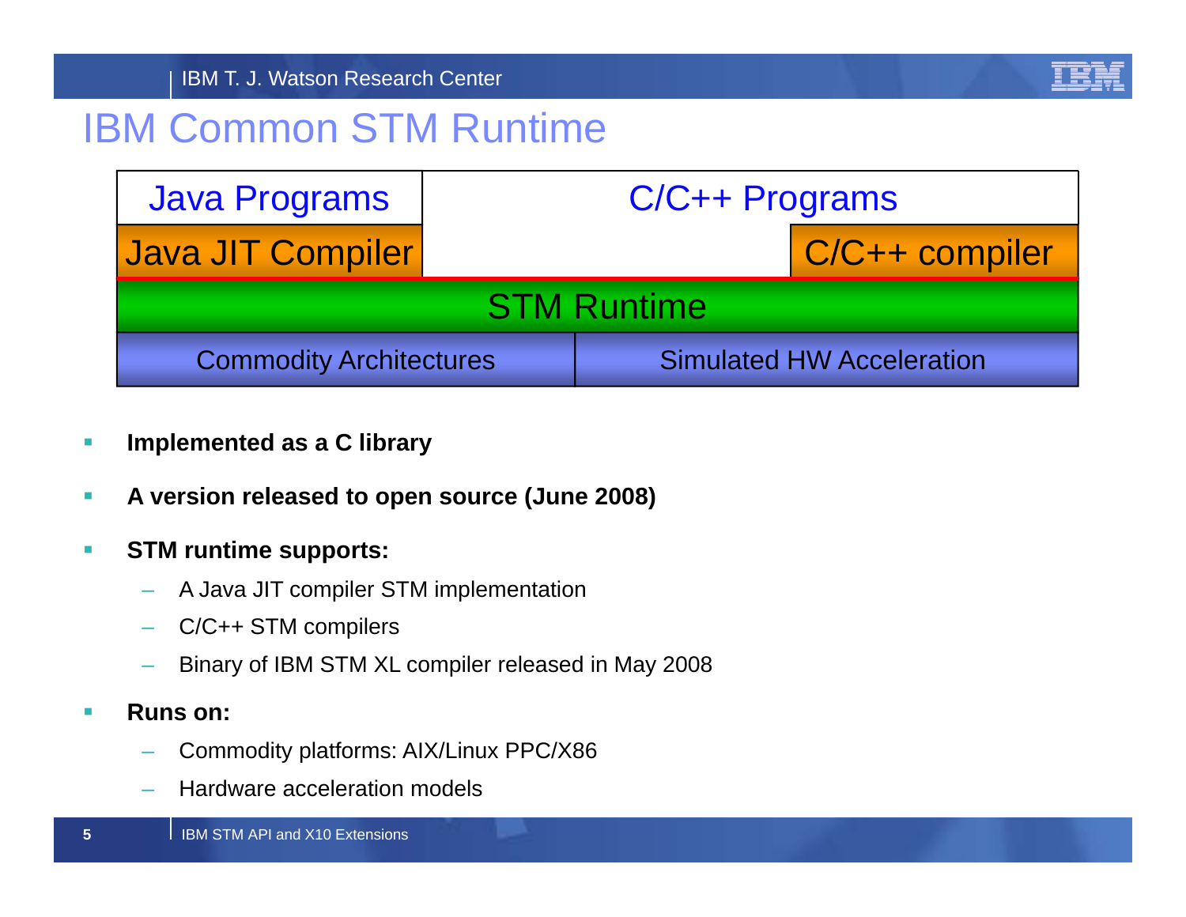# IBM Common STM Runtime

| Java Programs | C/C++ Programs | |
|---|---|---|
| Java JIT Compiler | | C/C++ compiler |
| STM Runtime | | |
| Commodity Architectures | Simulated HW Acceleration | |

- **Implemented as a C library**
- **A version released to open source (June 2008)**
- **STM runtime supports:**
  - A Java JIT compiler STM implementation
  - C/C++ STM compilers
  - Binary of IBM STM XL compiler released in May 2008
- **Runs on:**
  - Commodity platforms: AIX/Linux PPC/X86
  - Hardware acceleration models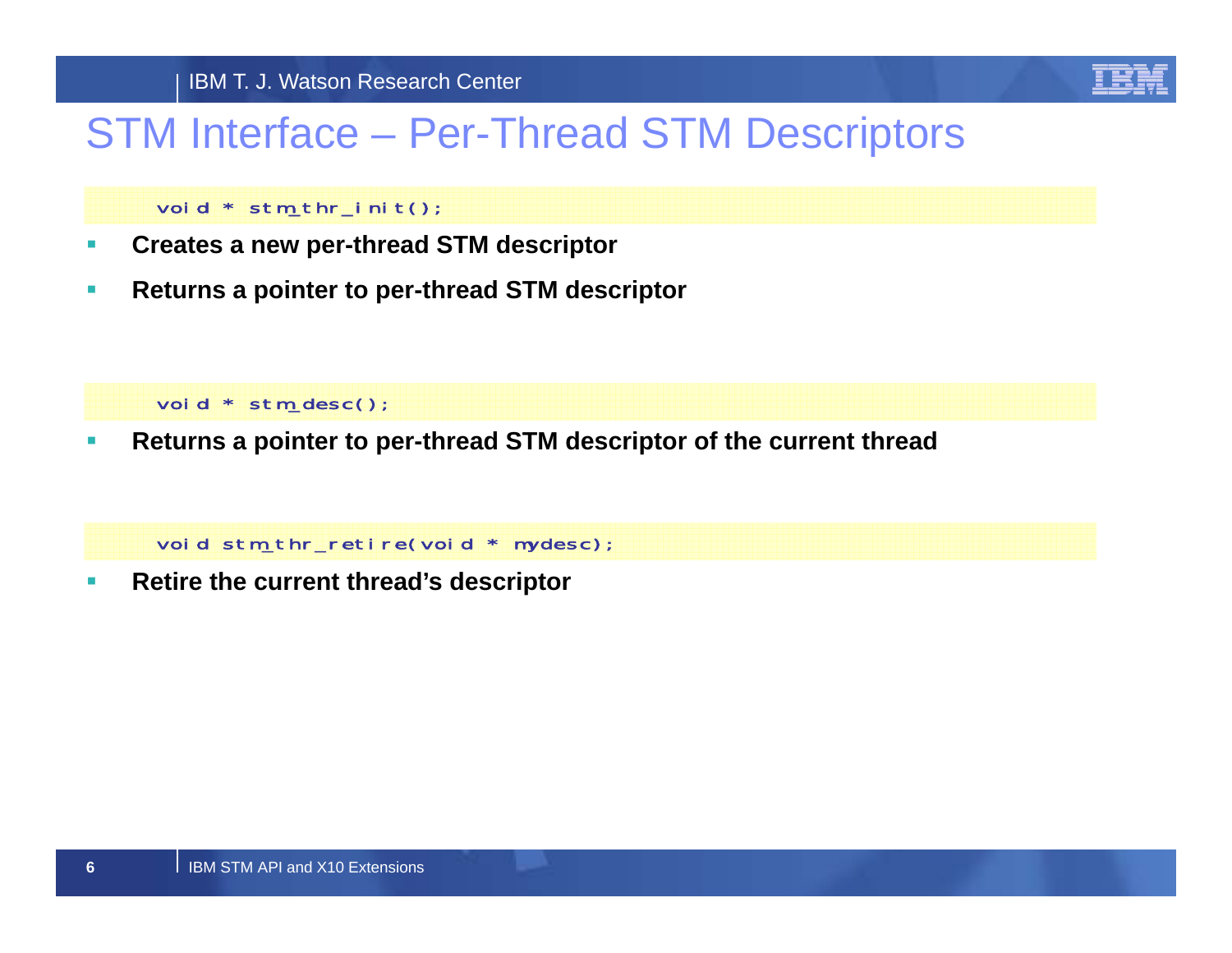# STM Interface – Per-Thread STM Descriptors

```
void * stm_thr_init();
```

- **Creates a new per-thread STM descriptor**
- **Returns a pointer to per-thread STM descriptor**

```
void * stm_desc();
```

- **Returns a pointer to per-thread STM descriptor of the current thread**

```
void stm_thr_retire(void * mydesc);
```

- **Retire the current thread's descriptor**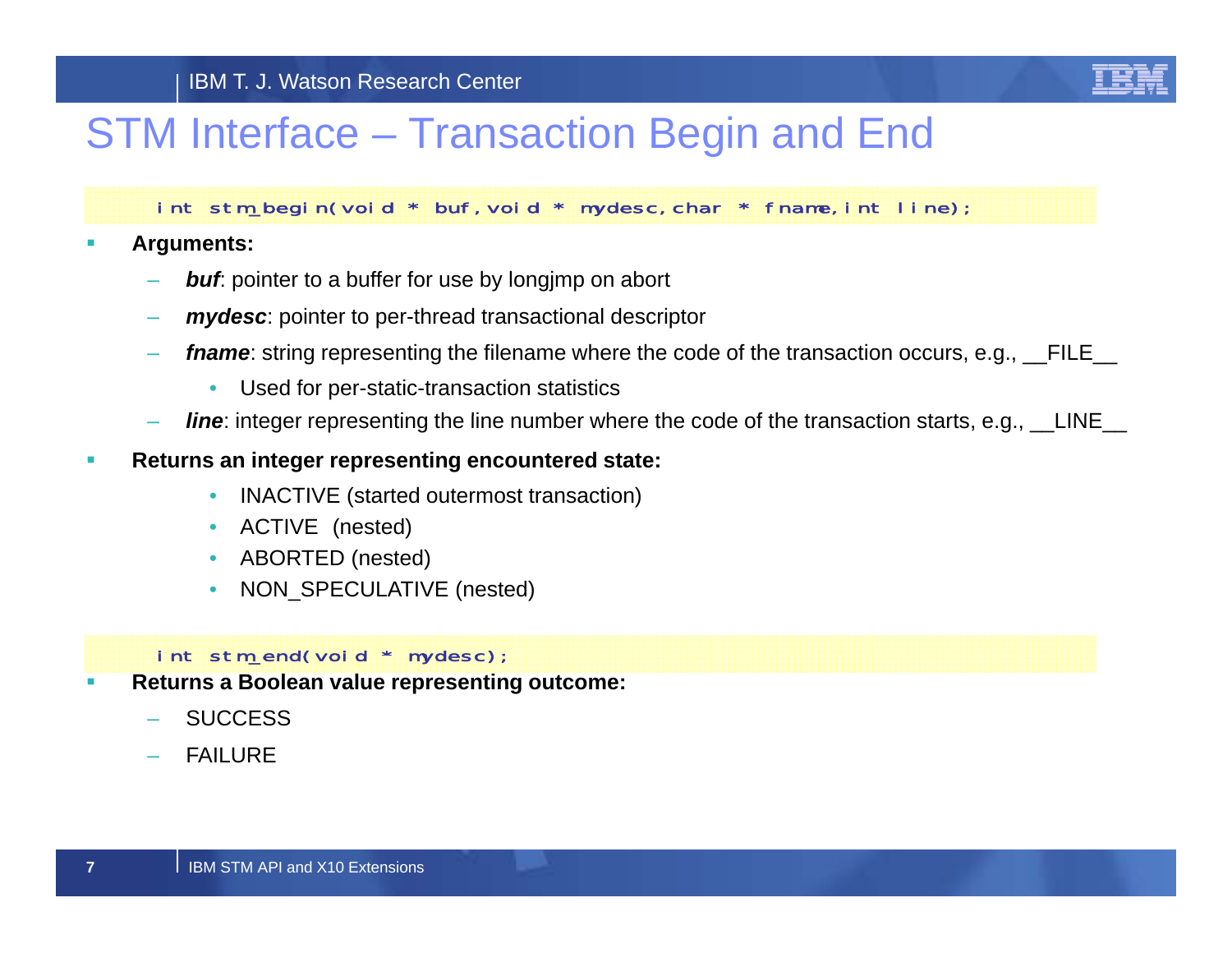# STM Interface – Transaction Begin and End

```
int stm_begin(void * buf, void * mydesc, char * fname, int line);
```

- **Arguments:**
  - ***buf***: pointer to a buffer for use by longjmp on abort
  - ***mydesc***: pointer to per-thread transactional descriptor
  - ***fname***: string representing the filename where the code of the transaction occurs, e.g., __FILE__
    - Used for per-static-transaction statistics
  - ***line***: integer representing the line number where the code of the transaction starts, e.g., __LINE__
- **Returns an integer representing encountered state:**
  - INACTIVE (started outermost transaction)
  - ACTIVE (nested)
  - ABORTED (nested)
  - NON_SPECULATIVE (nested)

```
int stm_end(void * mydesc);
```

- **Returns a Boolean value representing outcome:**
  - SUCCESS
  - FAILURE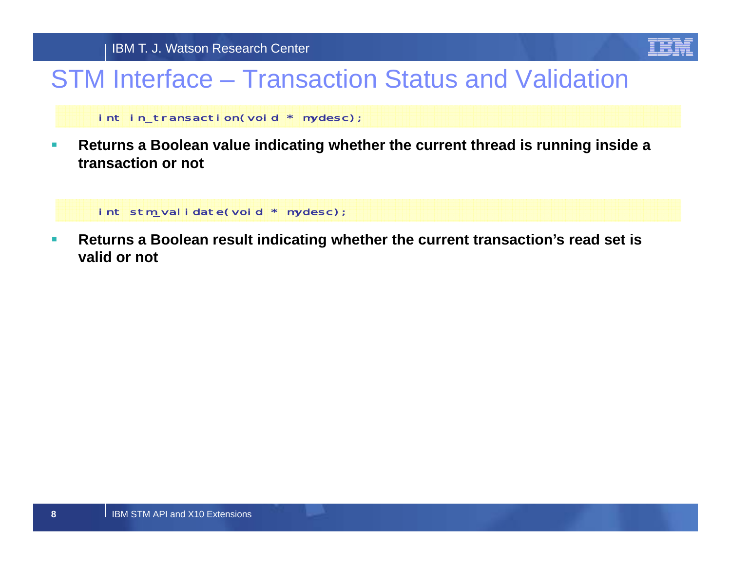# STM Interface – Transaction Status and Validation

```
int in_transaction(void * mydesc);
```

- **Returns a Boolean value indicating whether the current thread is running inside a transaction or not**

```
int stm_validate(void * mydesc);
```

- **Returns a Boolean result indicating whether the current transaction's read set is valid or not**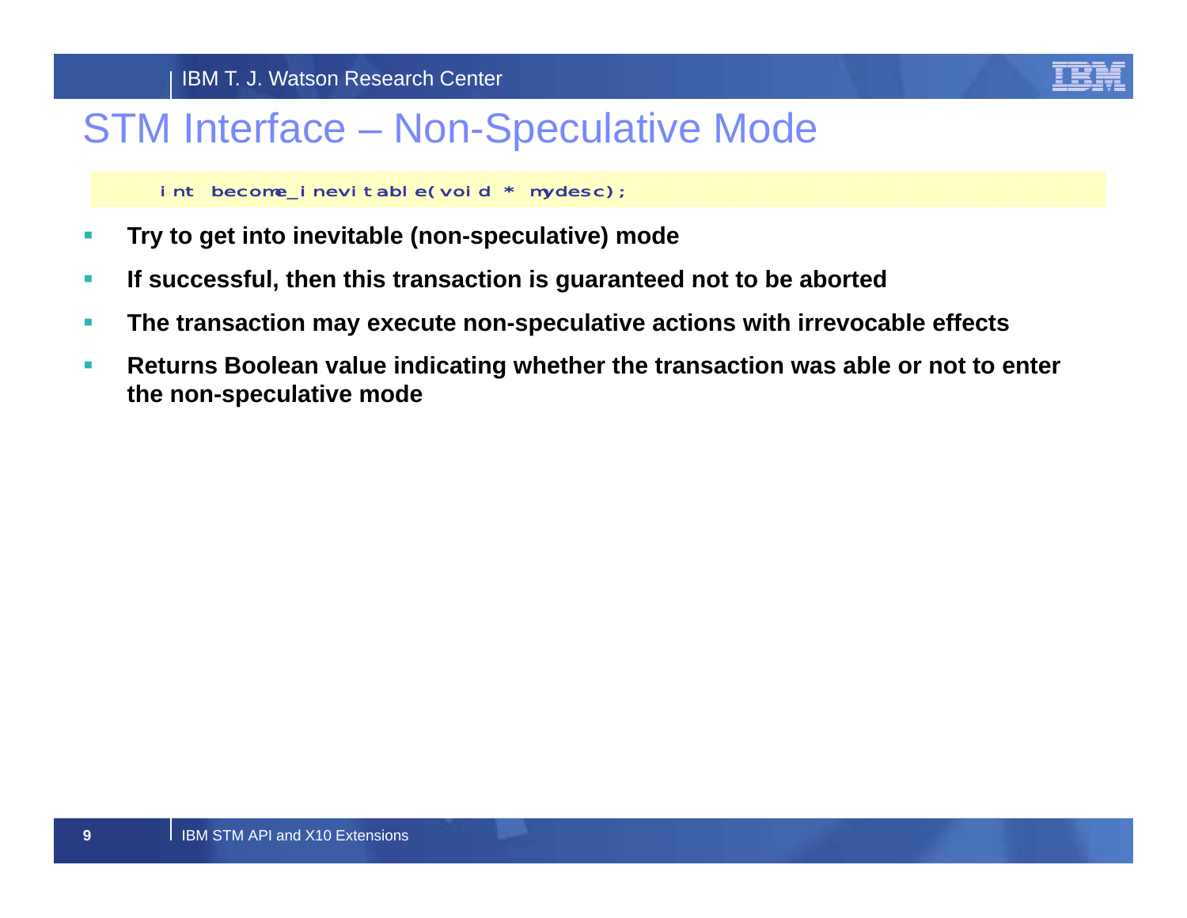# STM Interface – Non-Speculative Mode

```
int become_inevitable(void * mydesc);
```

- **Try to get into inevitable (non-speculative) mode**
- **If successful, then this transaction is guaranteed not to be aborted**
- **The transaction may execute non-speculative actions with irrevocable effects**
- **Returns Boolean value indicating whether the transaction was able or not to enter the non-speculative mode**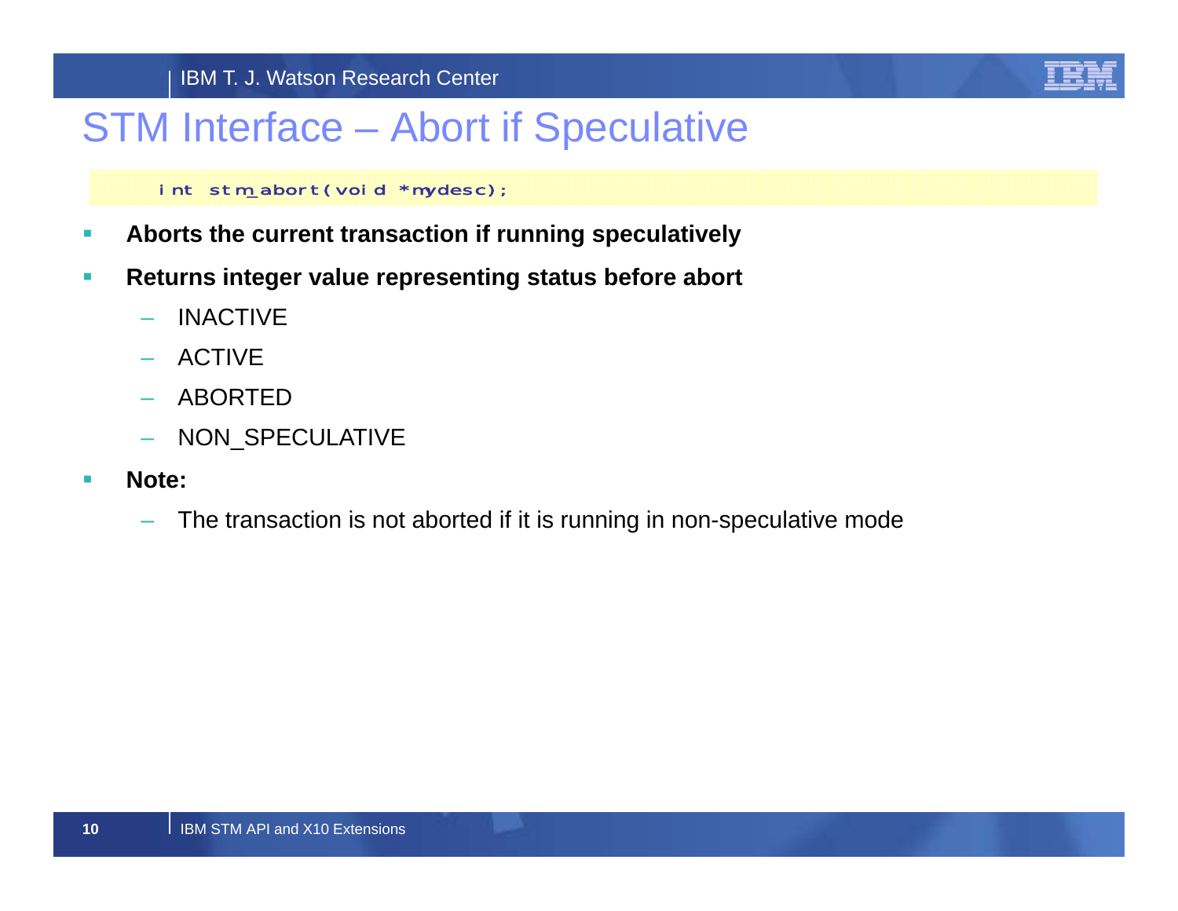# STM Interface – Abort if Speculative

```
int stm_abort(void *mydesc);
```

- **Aborts the current transaction if running speculatively**
- **Returns integer value representing status before abort**
  - INACTIVE
  - ACTIVE
  - ABORTED
  - NON_SPECULATIVE
- **Note:**
  - The transaction is not aborted if it is running in non-speculative mode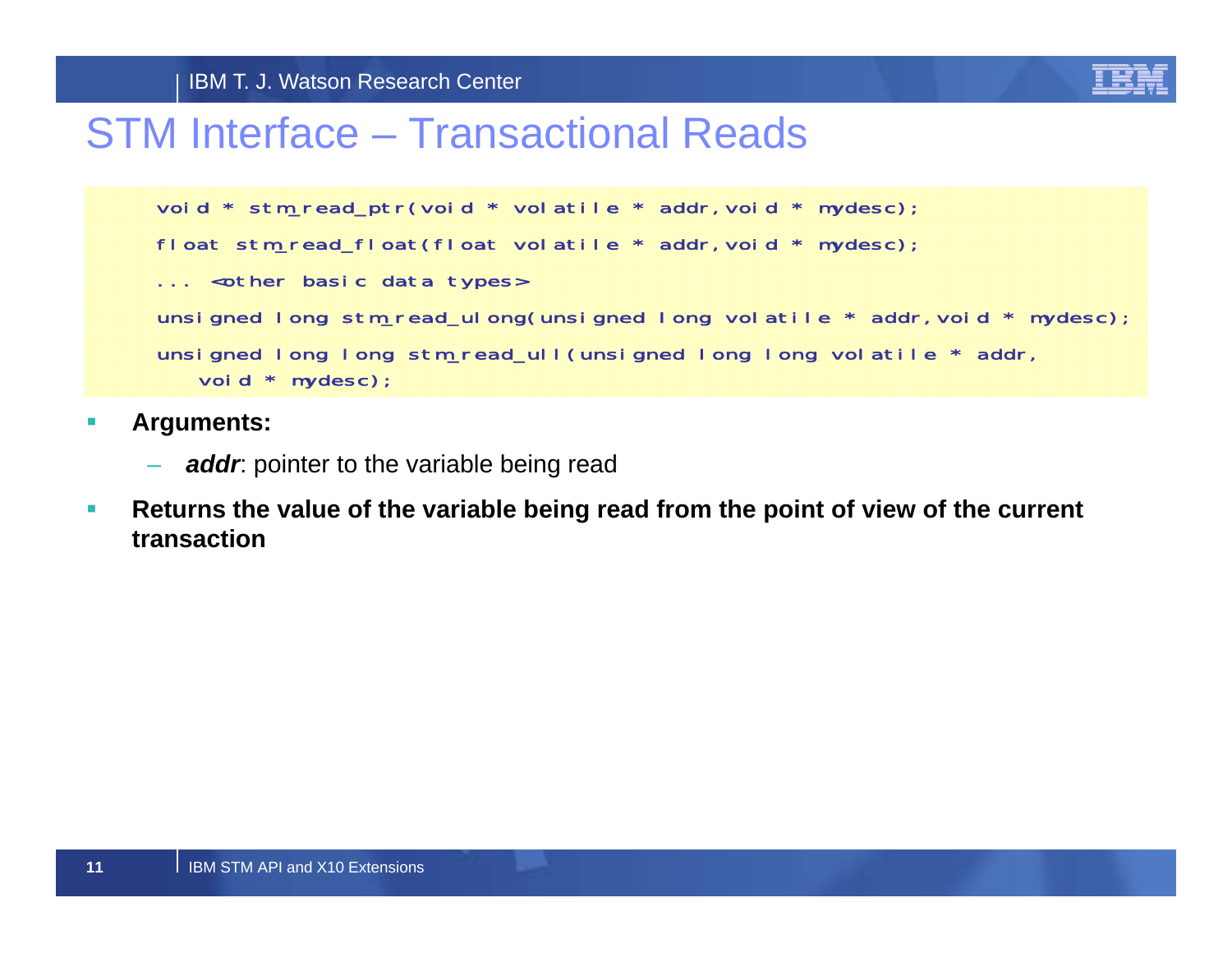# STM Interface – Transactional Reads

```
void * stm_read_ptr(void * volatile * addr,void * mydesc);
float stm_read_float(float volatile * addr,void * mydesc);
... <other basic data types>
unsigned long stm_read_ulong(unsigned long volatile * addr,void * mydesc);
unsigned long long stm_read_ull(unsigned long long volatile * addr,
    void * mydesc);
```

- **Arguments:**
  - ***addr***: pointer to the variable being read
- **Returns the value of the variable being read from the point of view of the current transaction**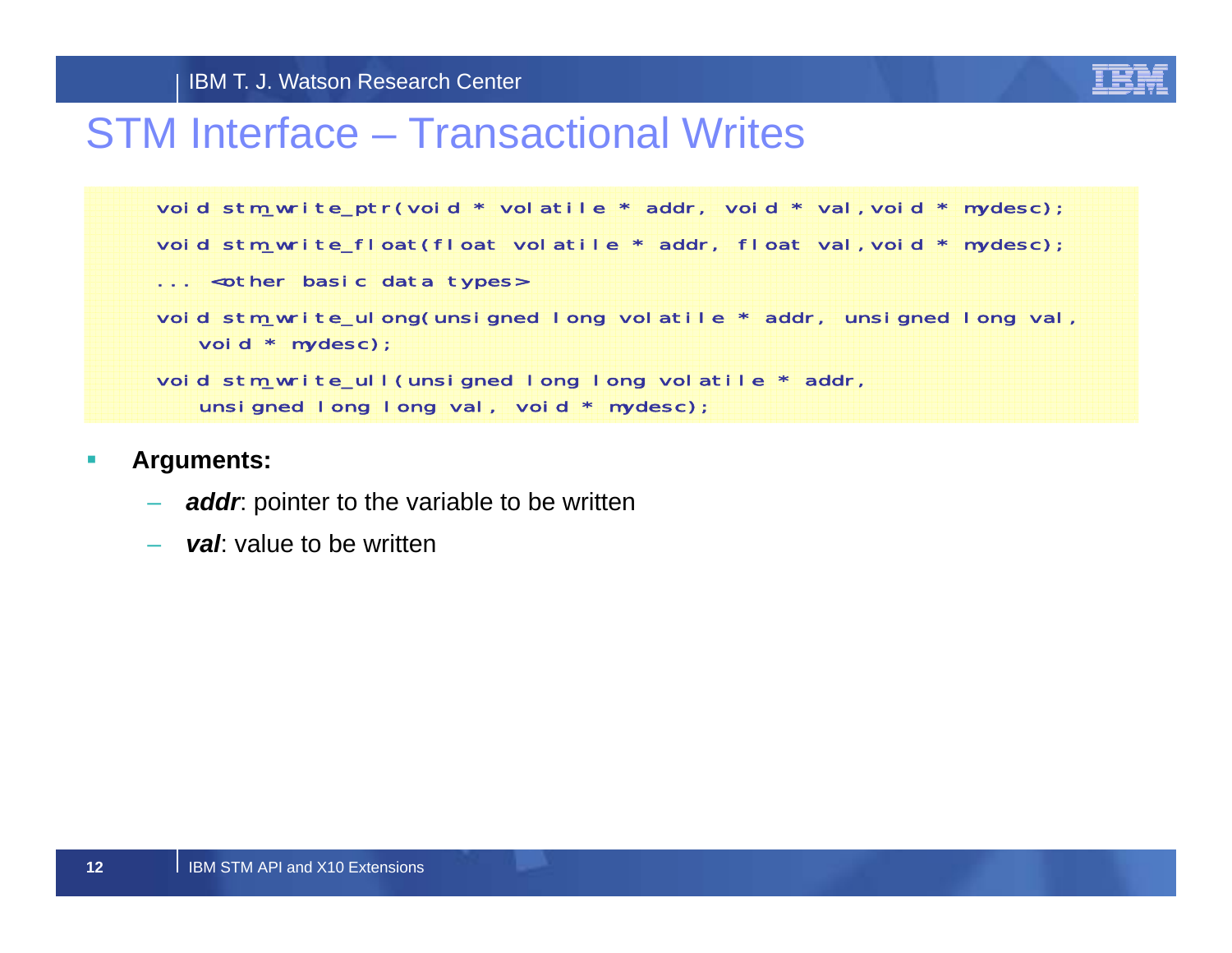# STM Interface – Transactional Writes

```
void stm_write_ptr(void * volatile * addr, void * val,void * mydesc);
void stm_write_float(float volatile * addr, float val,void * mydesc);
... <other basic data types>
void stm_write_ulong(unsigned long volatile * addr, unsigned long val,
    void * mydesc);
void stm_write_ull(unsigned long long volatile * addr,
    unsigned long long val, void * mydesc);
```

- **Arguments:**
  - ***addr***: pointer to the variable to be written
  - ***val***: value to be written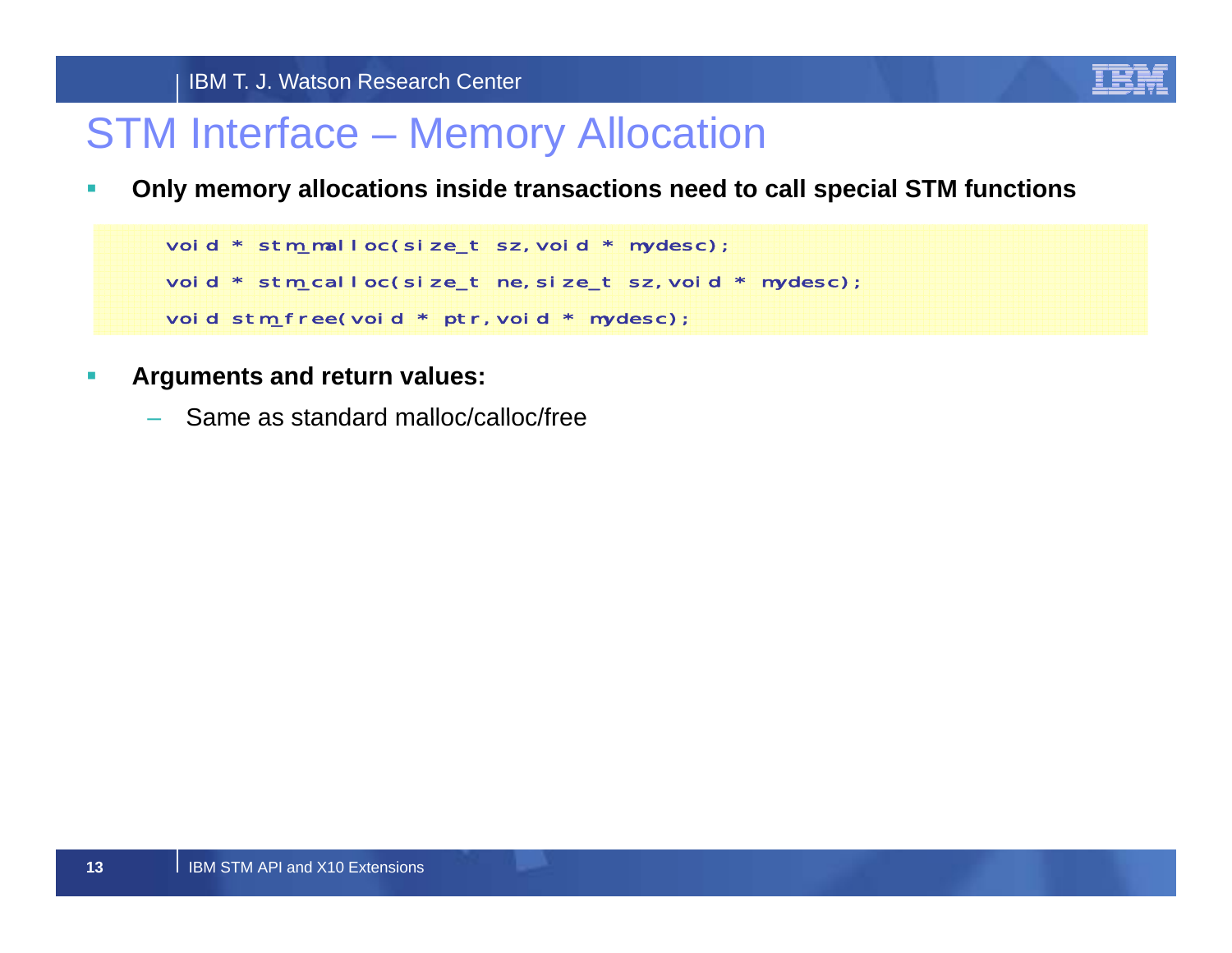# STM Interface – Memory Allocation

- **Only memory allocations inside transactions need to call special STM functions**

```
void * stm_malloc(size_t sz,void * mydesc);
void * stm_calloc(size_t ne,size_t sz,void * mydesc);
void stm_free(void * ptr,void * mydesc);
```

- **Arguments and return values:**
  - Same as standard malloc/calloc/free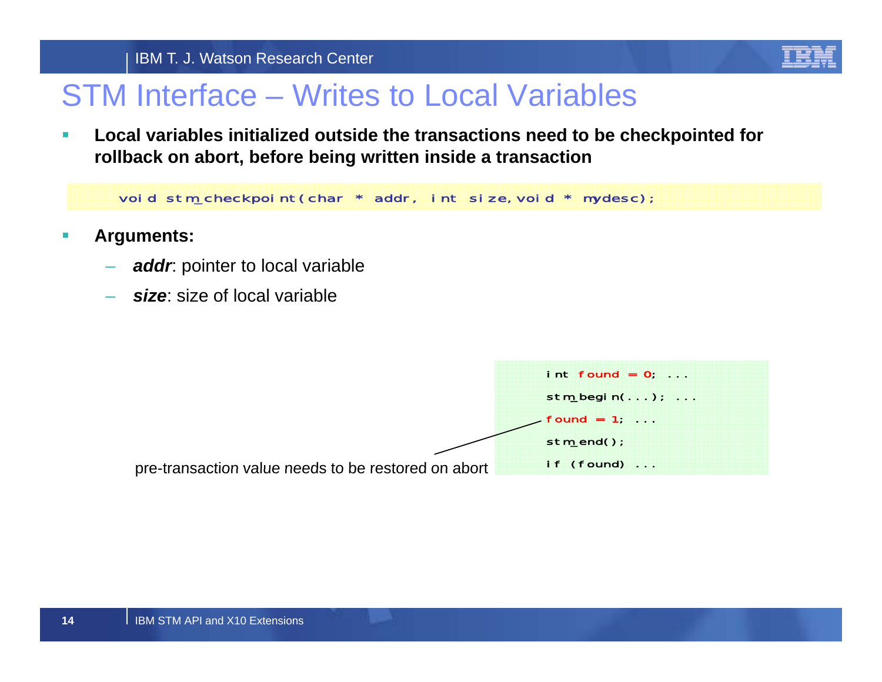# STM Interface – Writes to Local Variables

- **Local variables initialized outside the transactions need to be checkpointed for rollback on abort, before being written inside a transaction**

```
void stm_checkpoint(char * addr, int size, void * mydesc);
```

- **Arguments:**
  - ***addr***: pointer to local variable
  - ***size***: size of local variable

```
int found = 0; ...
stm_begin(...); ...
found = 1; ...
stm_end();
if (found) ...
```

pre-transaction value needs to be restored on abort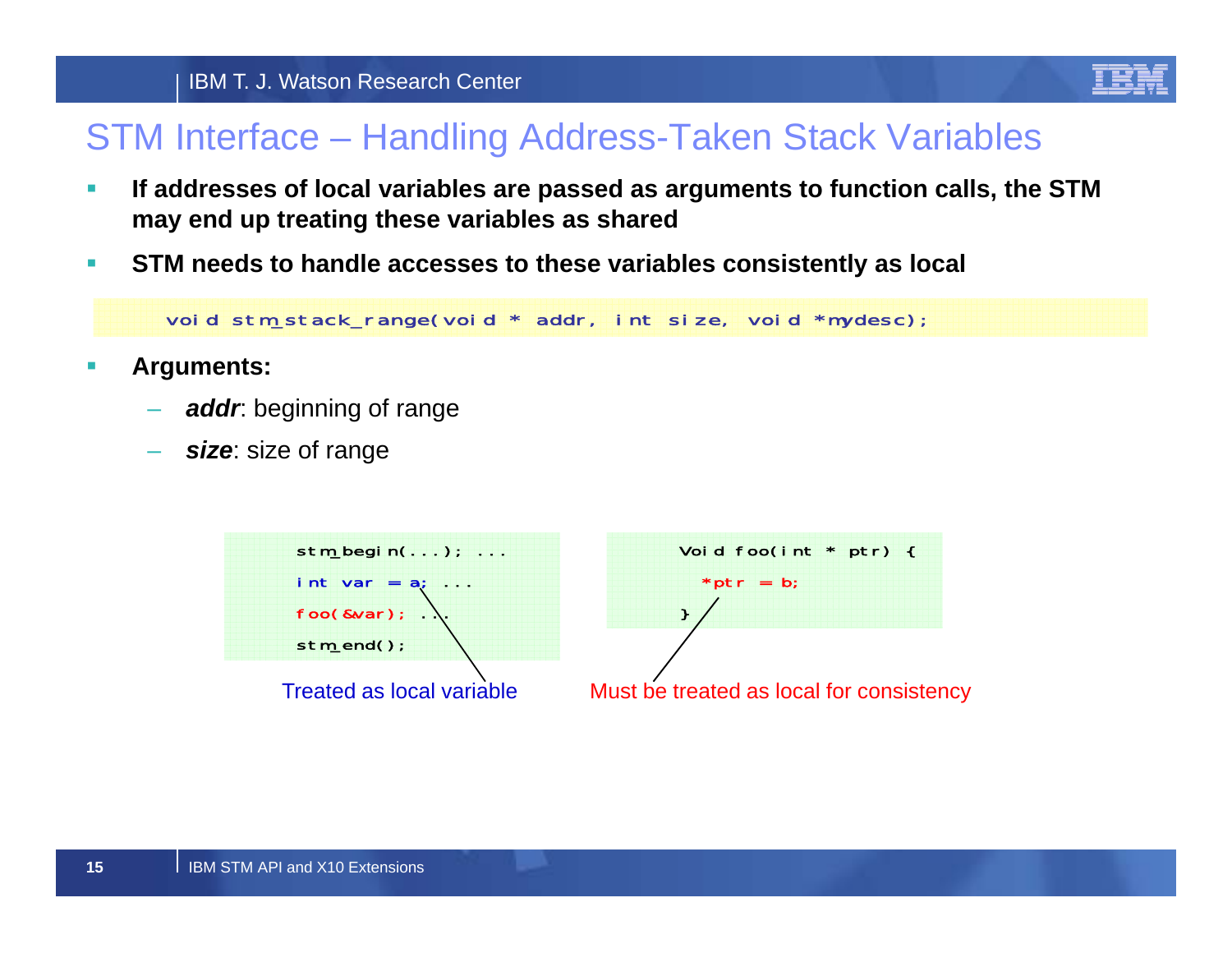# STM Interface – Handling Address-Taken Stack Variables

- **If addresses of local variables are passed as arguments to function calls, the STM may end up treating these variables as shared**
- **STM needs to handle accesses to these variables consistently as local**

```
void stm_stack_range(void * addr, int size, void *mydesc);
```

- **Arguments:**
  - ***addr***: beginning of range
  - ***size***: size of range

```
stm_begin(...); ...
int var = a; ...
foo(&var); ...
stm_end();
```

```
Void foo(int * ptr) {
  *ptr = b;
}
```

Treated as local variable

Must be treated as local for consistency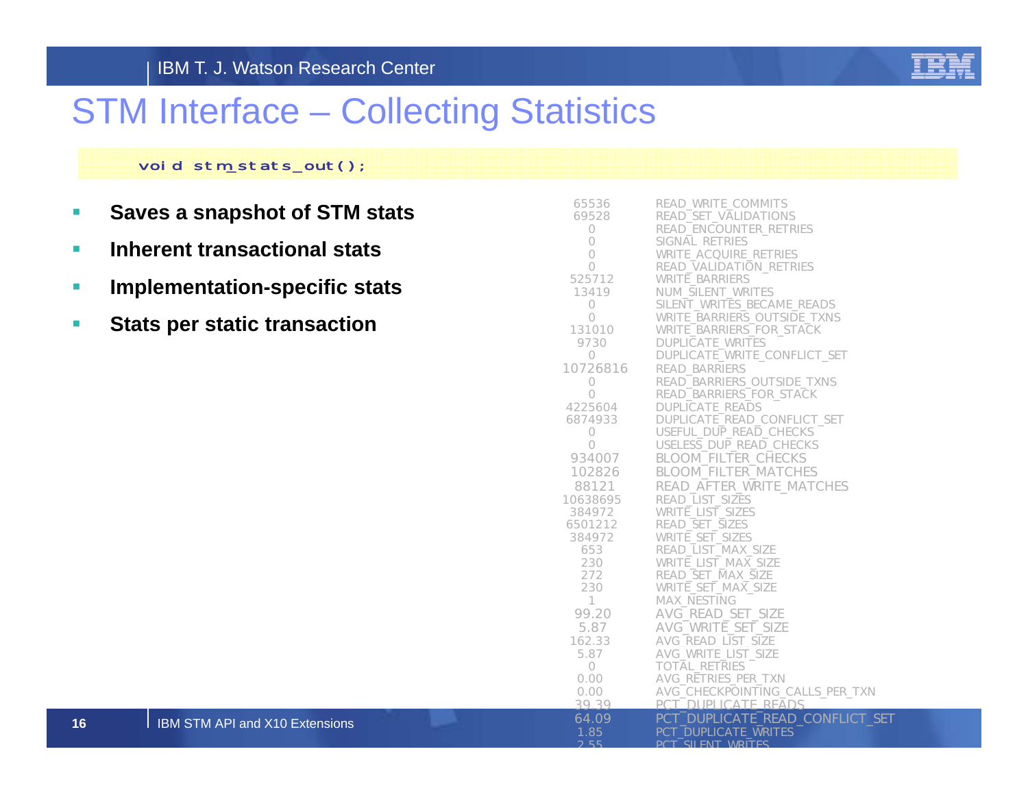# STM Interface – Collecting Statistics

```
void stm_stats_out();
```

- **Saves a snapshot of STM stats**
- **Inherent transactional stats**
- **Implementation-specific stats**
- **Stats per static transaction**

| Value | Statistic |
|---|---|
| 65536 | READ_WRITE_COMMITS |
| 69528 | READ_SET_VALIDATIONS |
| 0 | READ_ENCOUNTER_RETRIES |
| 0 | SIGNAL_RETRIES |
| 0 | WRITE_ACQUIRE_RETRIES |
| 0 | READ_VALIDATION_RETRIES |
| 525712 | WRITE_BARRIERS |
| 13419 | NUM_SILENT_WRITES |
| 0 | SILENT_WRITES_BECAME_READS |
| 0 | WRITE_BARRIERS_OUTSIDE_TXNS |
| 131010 | WRITE_BARRIERS_FOR_STACK |
| 9730 | DUPLICATE_WRITES |
| 0 | DUPLICATE_WRITE_CONFLICT_SET |
| 10726816 | READ_BARRIERS |
| 0 | READ_BARRIERS_OUTSIDE_TXNS |
| 0 | READ_BARRIERS_FOR_STACK |
| 4225604 | DUPLICATE_READS |
| 6874933 | DUPLICATE_READ_CONFLICT_SET |
| 0 | USEFUL_DUP_READ_CHECKS |
| 0 | USELESS_DUP_READ_CHECKS |
| 934007 | BLOOM_FILTER_CHECKS |
| 102826 | BLOOM_FILTER_MATCHES |
| 88121 | READ_AFTER_WRITE_MATCHES |
| 10638695 | READ_LIST_SIZES |
| 384972 | WRITE_LIST_SIZES |
| 6501212 | READ_SET_SIZES |
| 384972 | WRITE_SET_SIZES |
| 653 | READ_LIST_MAX_SIZE |
| 230 | WRITE_LIST_MAX_SIZE |
| 272 | READ_SET_MAX_SIZE |
| 230 | WRITE_SET_MAX_SIZE |
| 1 | MAX_NESTING |
| 99.20 | AVG_READ_SET_SIZE |
| 5.87 | AVG_WRITE_SET_SIZE |
| 162.33 | AVG_READ_LIST_SIZE |
| 5.87 | AVG_WRITE_LIST_SIZE |
| 0 | TOTAL_RETRIES |
| 0.00 | AVG_RETRIES_PER_TXN |
| 0.00 | AVG_CHECKPOINTING_CALLS_PER_TXN |
| 39.39 | PCT_DUPLICATE_READS |
| 64.09 | PCT_DUPLICATE_READ_CONFLICT_SET |
| 1.85 | PCT_DUPLICATE_WRITES |
| 2.55 | PCT_SILENT_WRITES |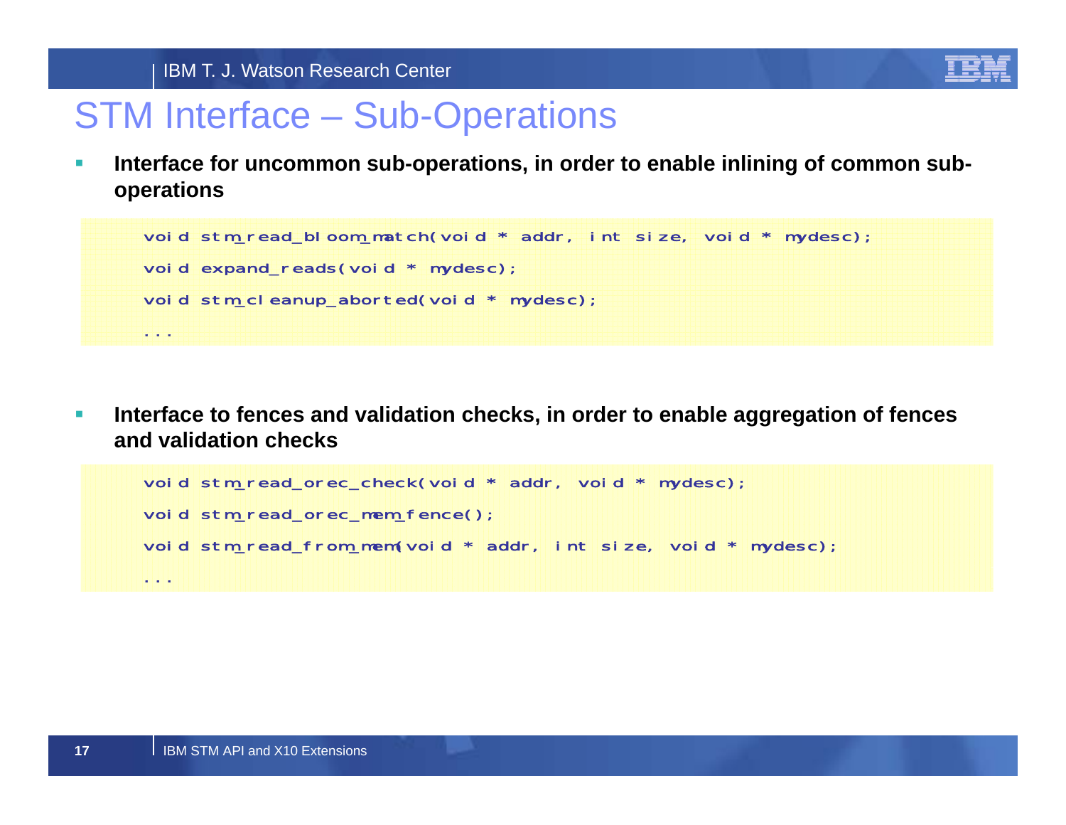# STM Interface – Sub-Operations

- **Interface for uncommon sub-operations, in order to enable inlining of common sub-operations**

```
void stm_read_bloom_match(void * addr, int size, void * mydesc);
void expand_reads(void * mydesc);
void stm_cleanup_aborted(void * mydesc);
...
```

- **Interface to fences and validation checks, in order to enable aggregation of fences and validation checks**

```
void stm_read_orec_check(void * addr, void * mydesc);
void stm_read_orec_mem_fence();
void stm_read_from_mem(void * addr, int size, void * mydesc);
...
```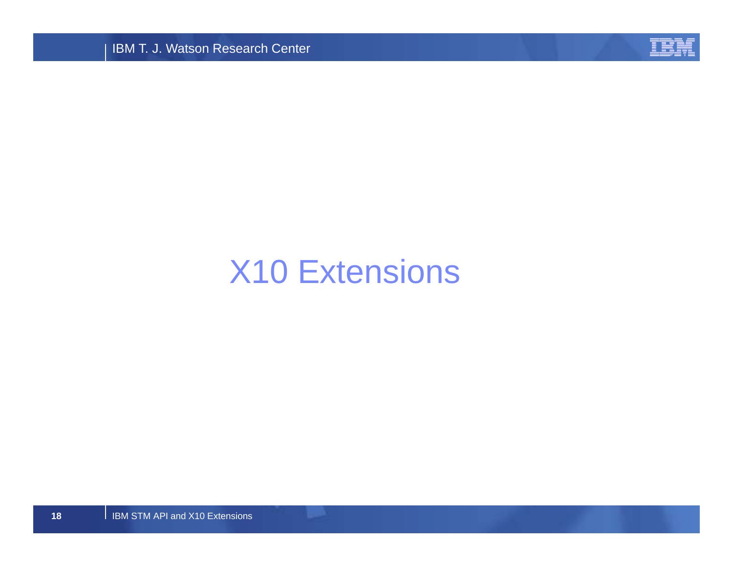# X10 Extensions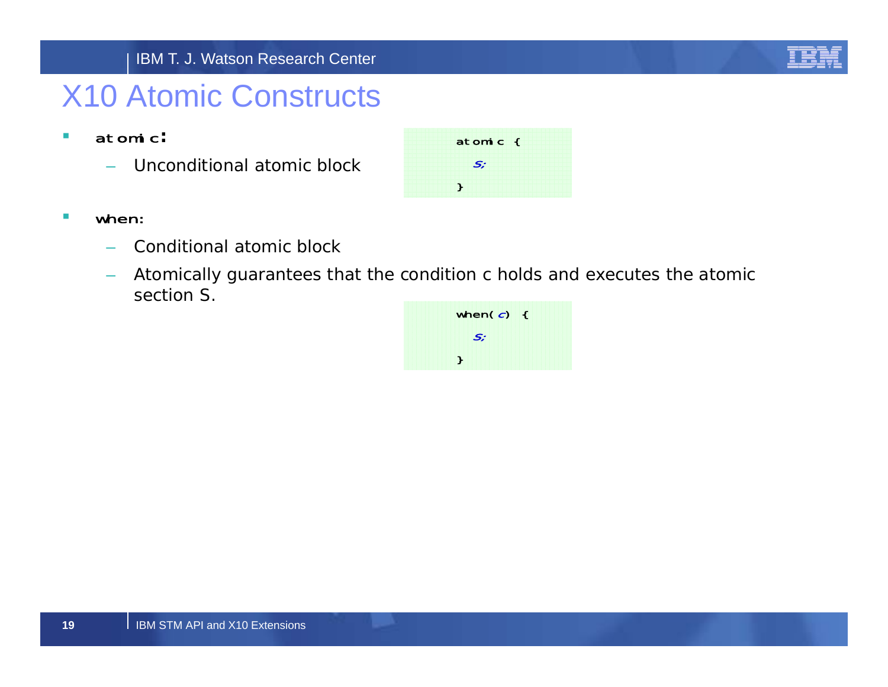# X10 Atomic Constructs

- **atomic:**
  - Unconditional atomic block

```
atomic {
   S;
}
```

- **when:**
  - Conditional atomic block
  - Atomically guarantees that the condition c holds and executes the atomic section S.

```
when(c) {
   S;
}
```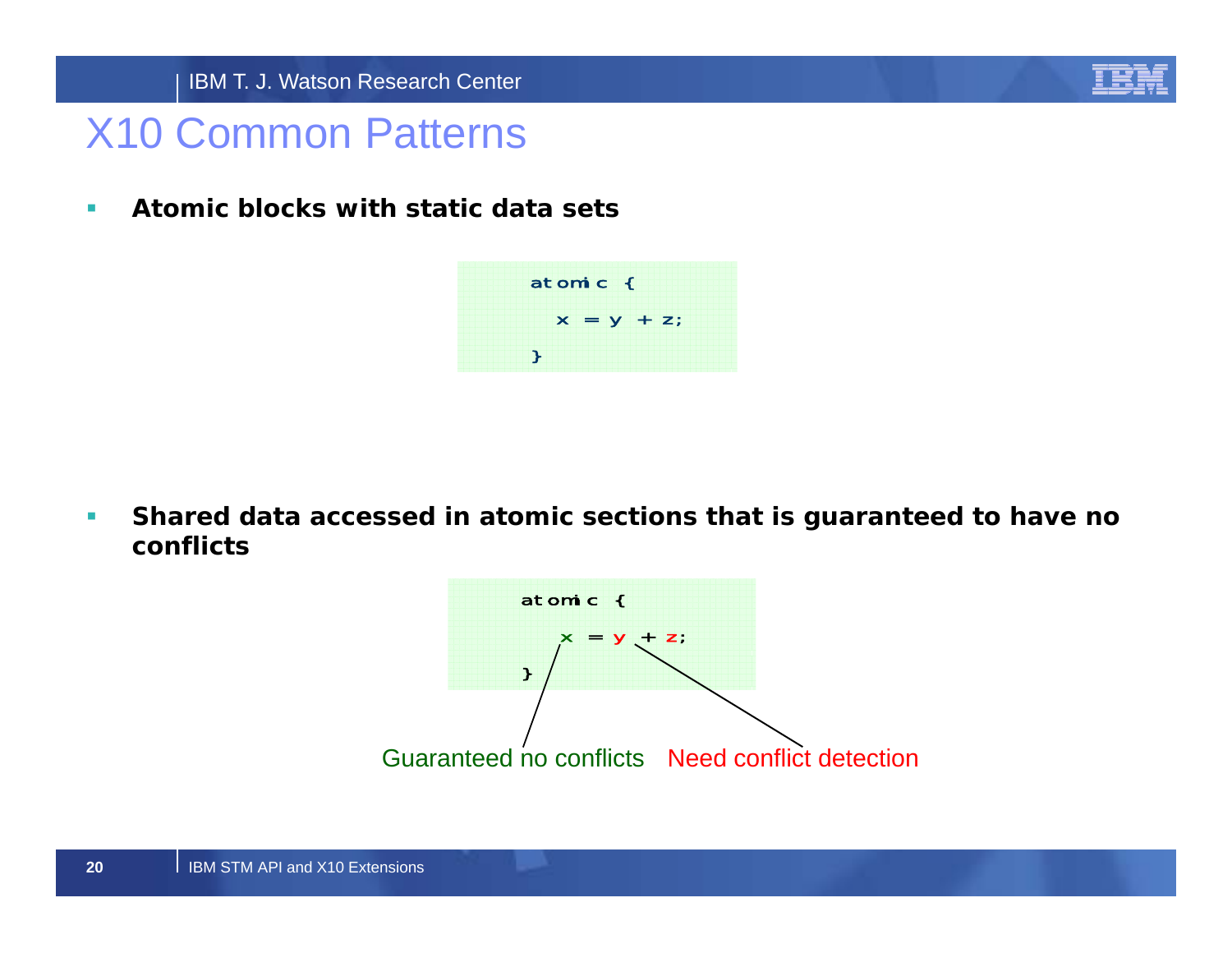# X10 Common Patterns

- **Atomic blocks with static data sets**

```
atomic {
  x = y + z;
}
```

- **Shared data accessed in atomic sections that is guaranteed to have no conflicts**

```
atomic {
  x = y + z;
}
```

Guaranteed no conflicts (x)    Need conflict detection (y, z)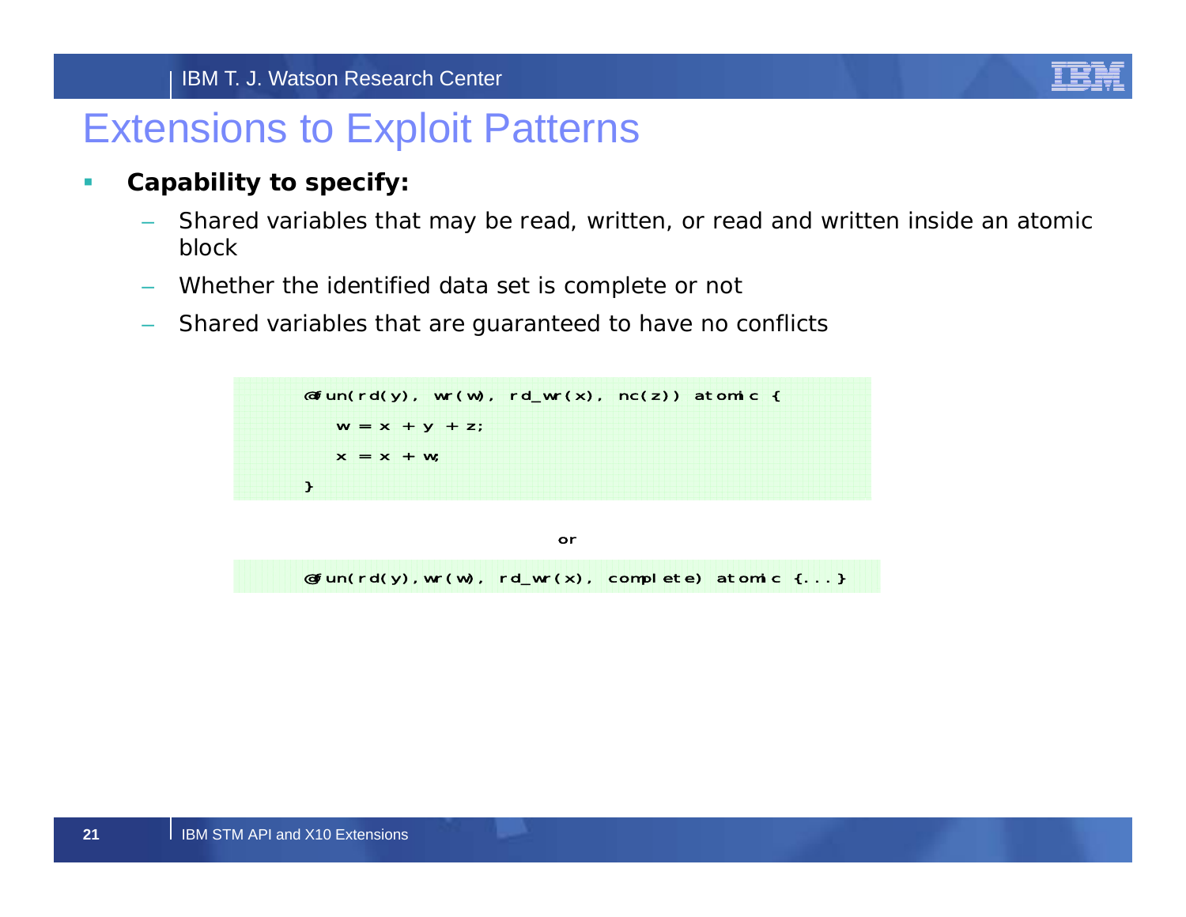# Extensions to Exploit Patterns

- **Capability to specify:**
  - Shared variables that may be read, written, or read and written inside an atomic block
  - Whether the identified data set is complete or not
  - Shared variables that are guaranteed to have no conflicts

```
@fun(rd(y), wr(w), rd_wr(x), nc(z)) atomic {
    w = x + y + z;
    x = x + w;
}
```

or

```
@fun(rd(y),wr(w), rd_wr(x), complete) atomic {...}
```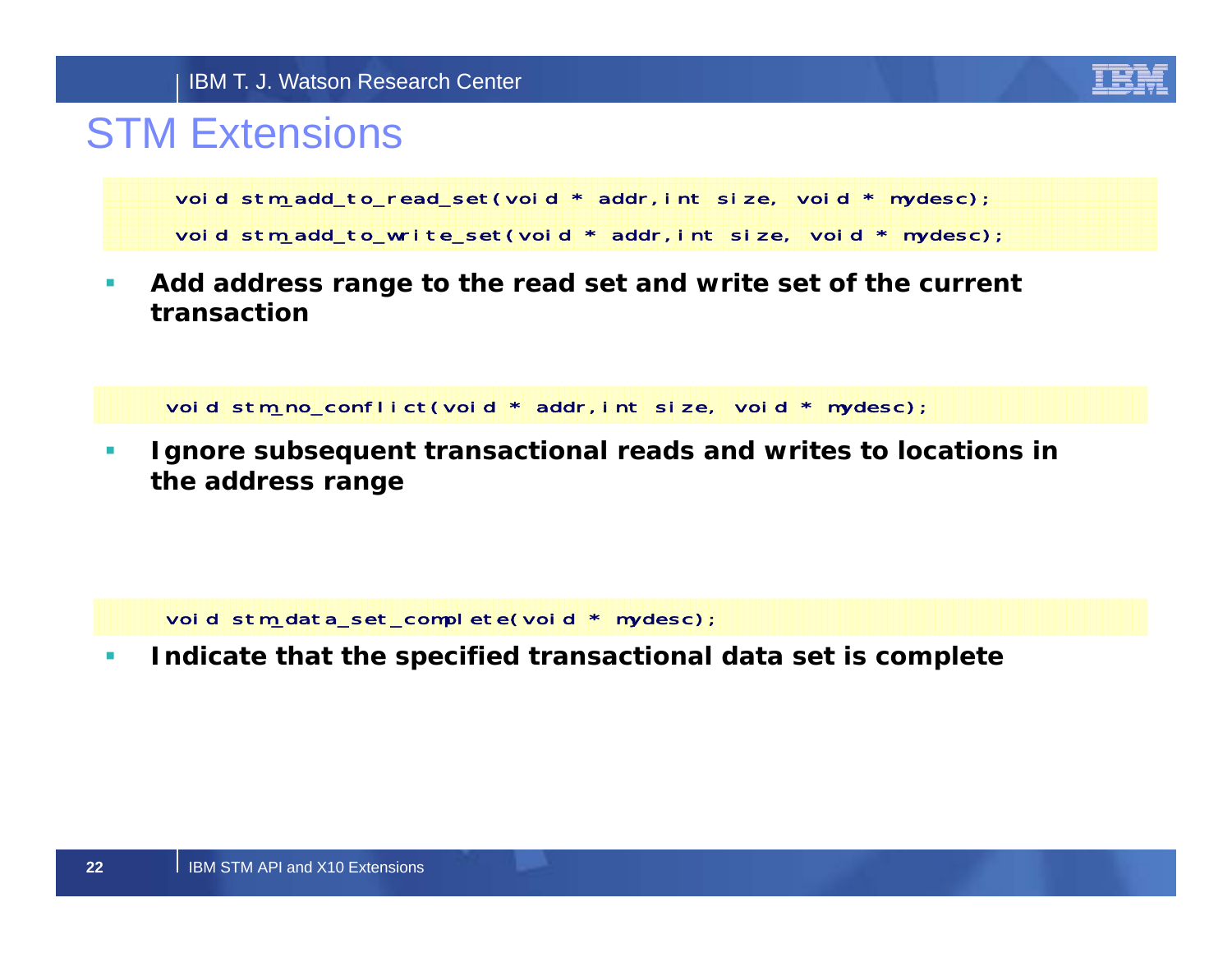# STM Extensions

```
void stm_add_to_read_set(void * addr,int size, void * mydesc);
void stm_add_to_write_set(void * addr,int size, void * mydesc);
```

- **Add address range to the read set and write set of the current transaction**

```
void stm_no_conflict(void * addr,int size, void * mydesc);
```

- **Ignore subsequent transactional reads and writes to locations in the address range**

```
void stm_data_set_complete(void * mydesc);
```

- **Indicate that the specified transactional data set is complete**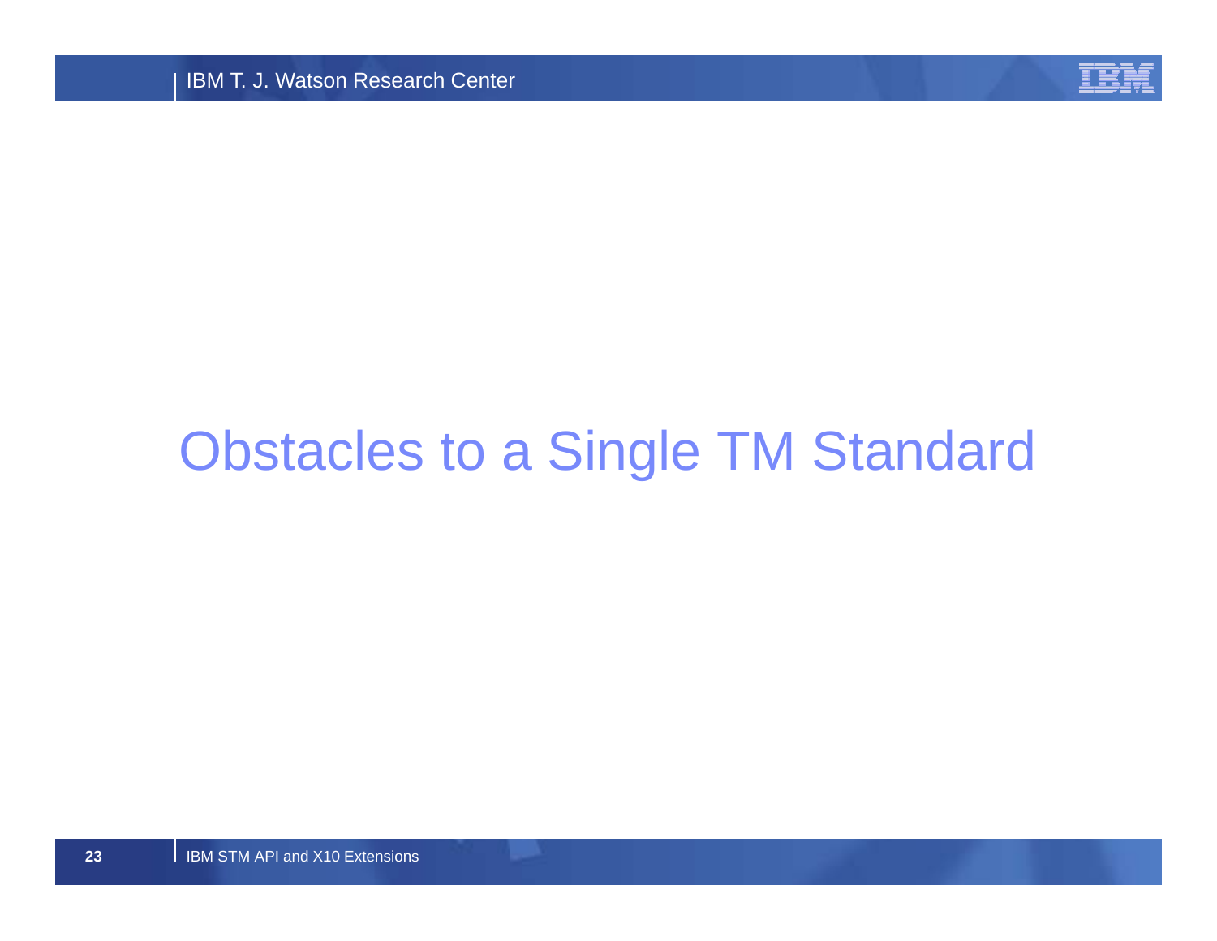# Obstacles to a Single TM Standard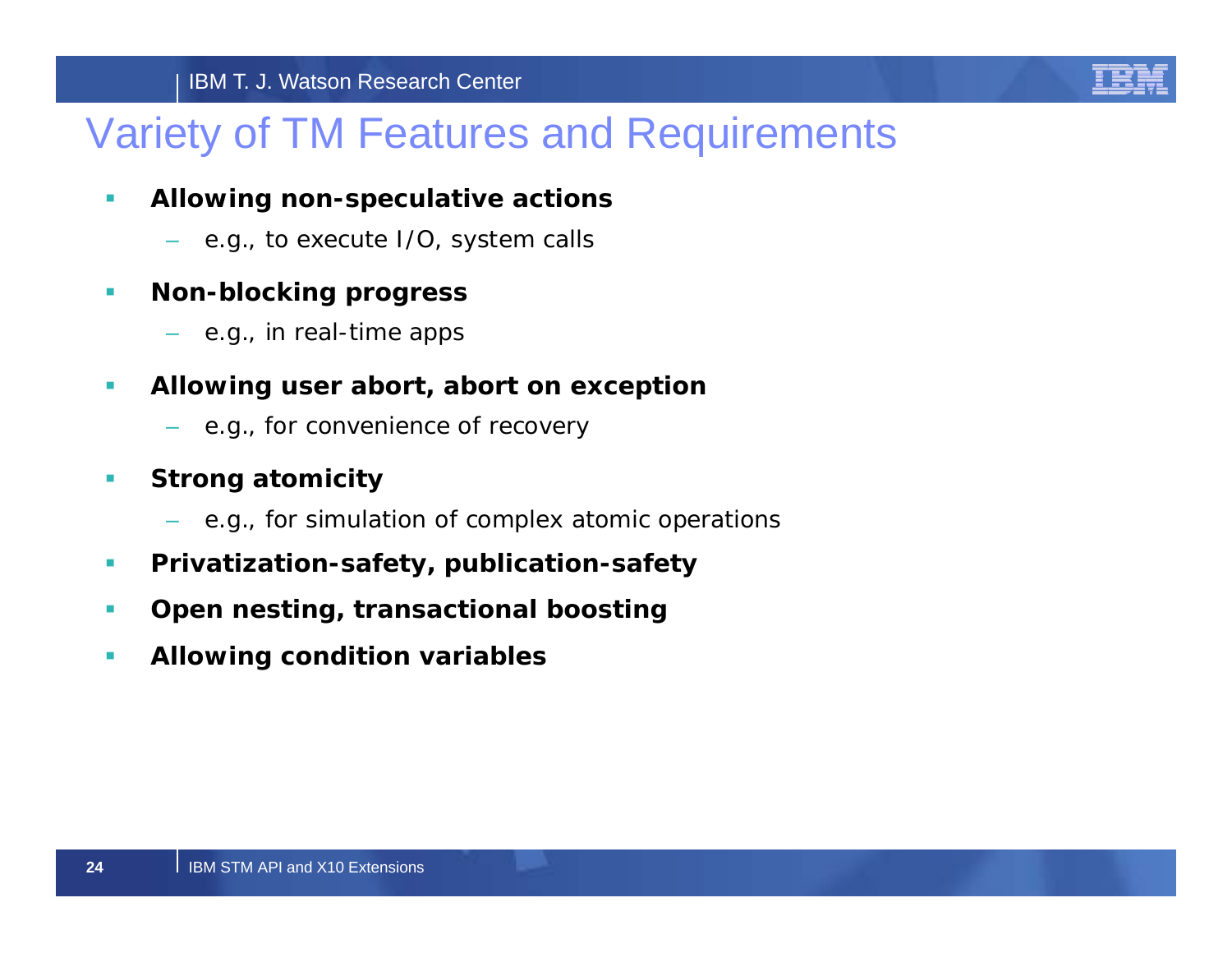# Variety of TM Features and Requirements

- **Allowing non-speculative actions**
  - e.g., to execute I/O, system calls
- **Non-blocking progress**
  - e.g., in real-time apps
- **Allowing user abort, abort on exception**
  - e.g., for convenience of recovery
- **Strong atomicity**
  - e.g., for simulation of complex atomic operations
- **Privatization-safety, publication-safety**
- **Open nesting, transactional boosting**
- **Allowing condition variables**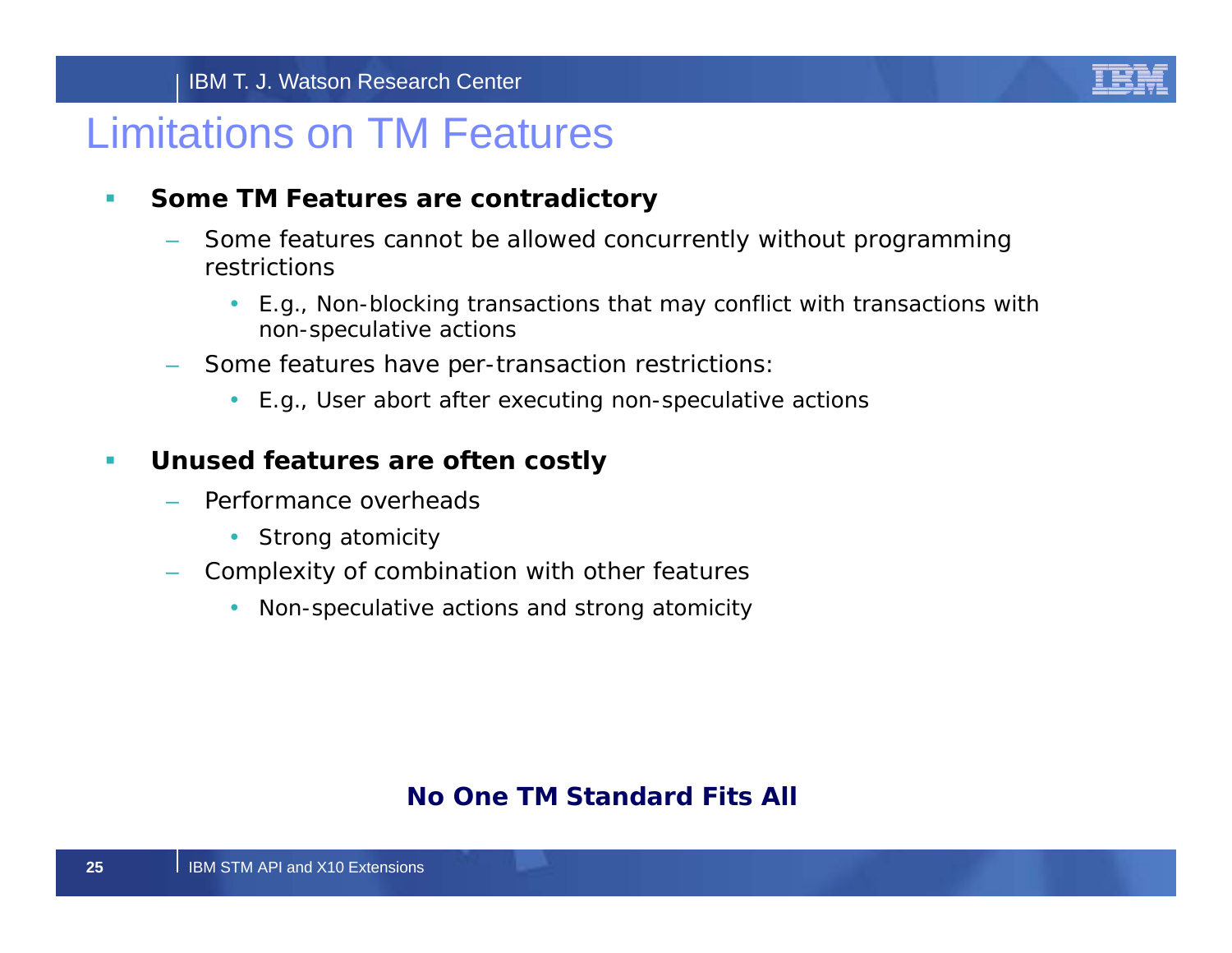# Limitations on TM Features

- **Some TM Features are contradictory**
  - Some features cannot be allowed concurrently without programming restrictions
    - E.g., Non-blocking transactions that may conflict with transactions with non-speculative actions
  - Some features have per-transaction restrictions:
    - E.g., User abort after executing non-speculative actions

- **Unused features are often costly**
  - Performance overheads
    - Strong atomicity
  - Complexity of combination with other features
    - Non-speculative actions and strong atomicity

**No One TM Standard Fits All**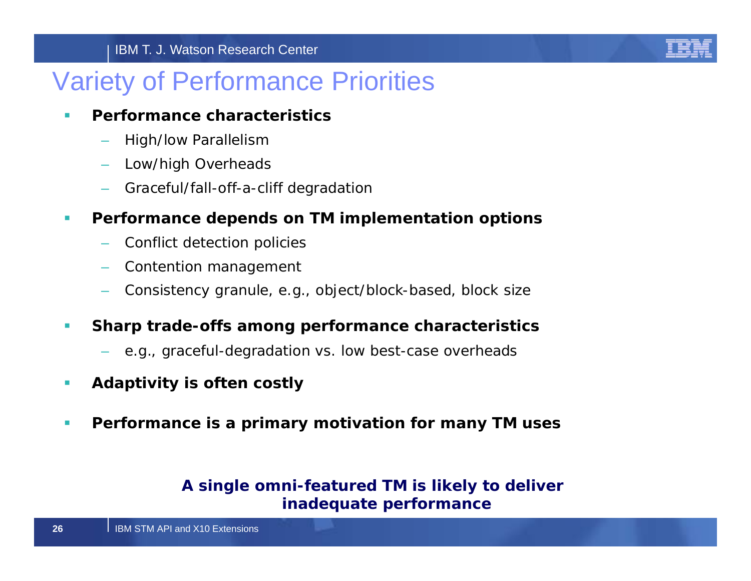# Variety of Performance Priorities

- **Performance characteristics**
  - High/low Parallelism
  - Low/high Overheads
  - Graceful/fall-off-a-cliff degradation
- **Performance depends on TM implementation options**
  - Conflict detection policies
  - Contention management
  - Consistency granule, e.g., object/block-based, block size
- **Sharp trade-offs among performance characteristics**
  - e.g., graceful-degradation vs. low best-case overheads
- **Adaptivity is often costly**
- **Performance is a primary motivation for many TM uses**

**A single omni-featured TM is likely to deliver inadequate performance**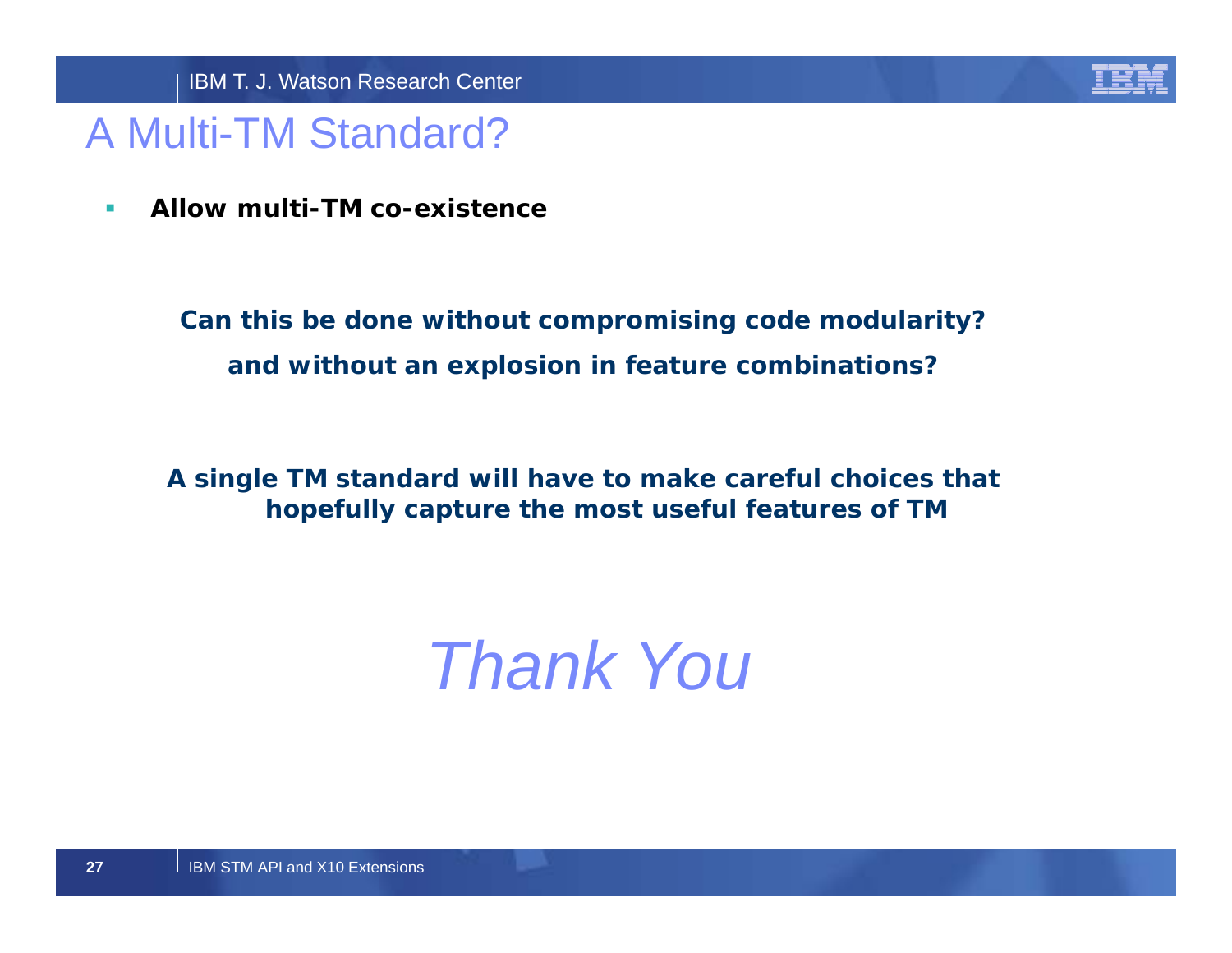# A Multi-TM Standard?

- **Allow multi-TM co-existence**

**Can this be done without compromising code modularity?**

**and without an explosion in feature combinations?**

**A single TM standard will have to make careful choices that hopefully capture the most useful features of TM**

*Thank You*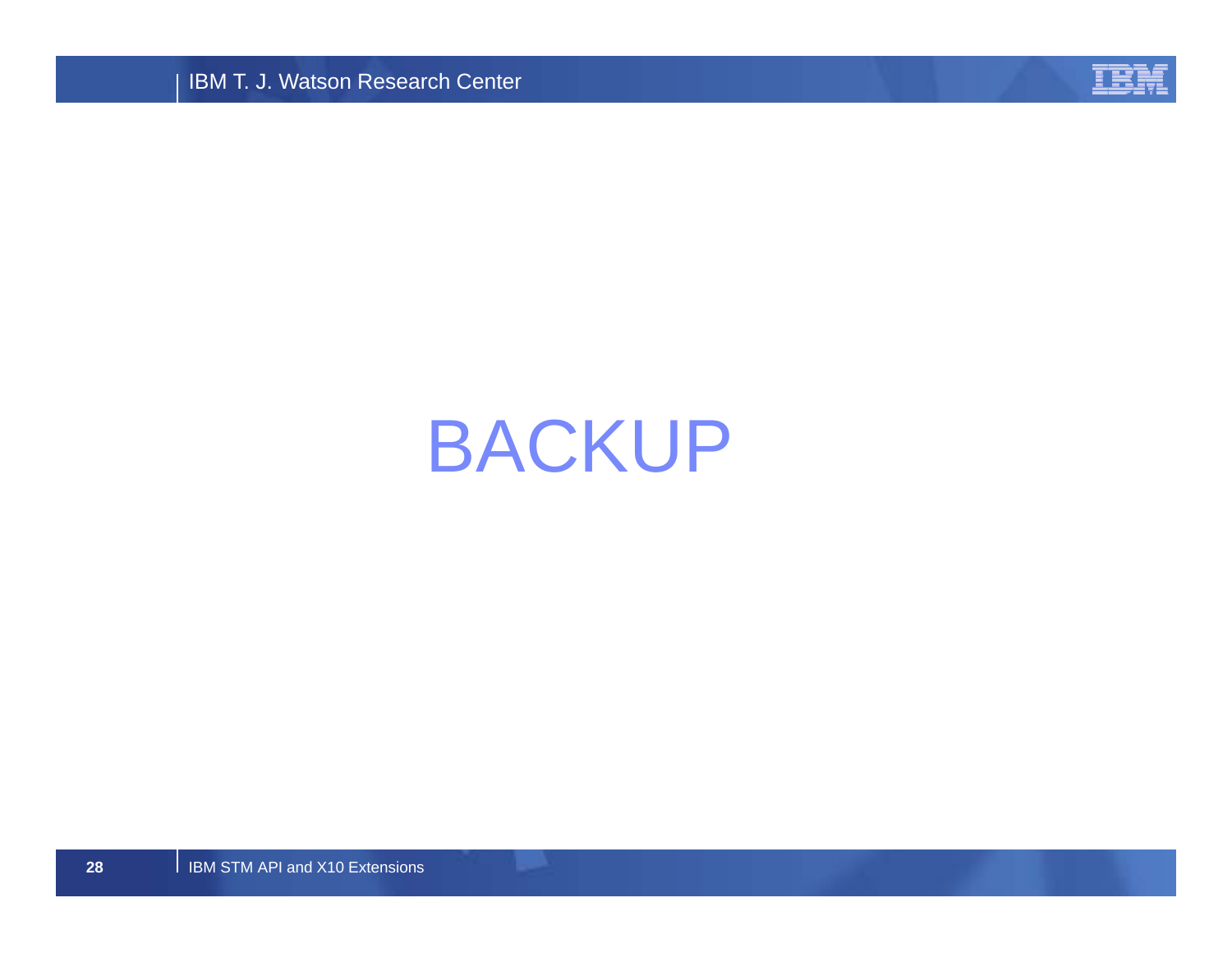# BACKUP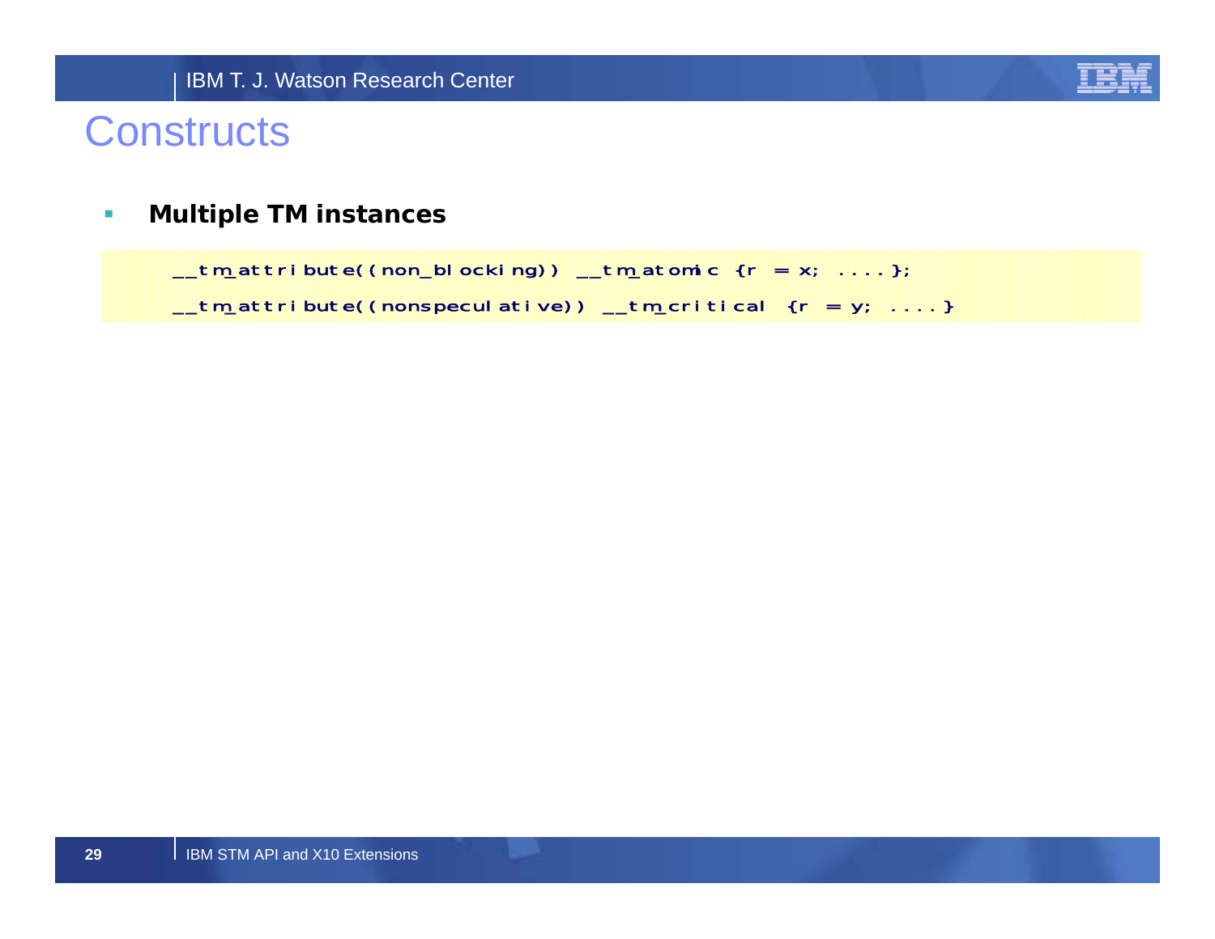# Constructs

- **Multiple TM instances**

```
__tm_attribute((non_blocking)) __tm_atomic {r = x; ....};
__tm_attribute((nonspeculative)) __tm_critical {r = y; ....}
```